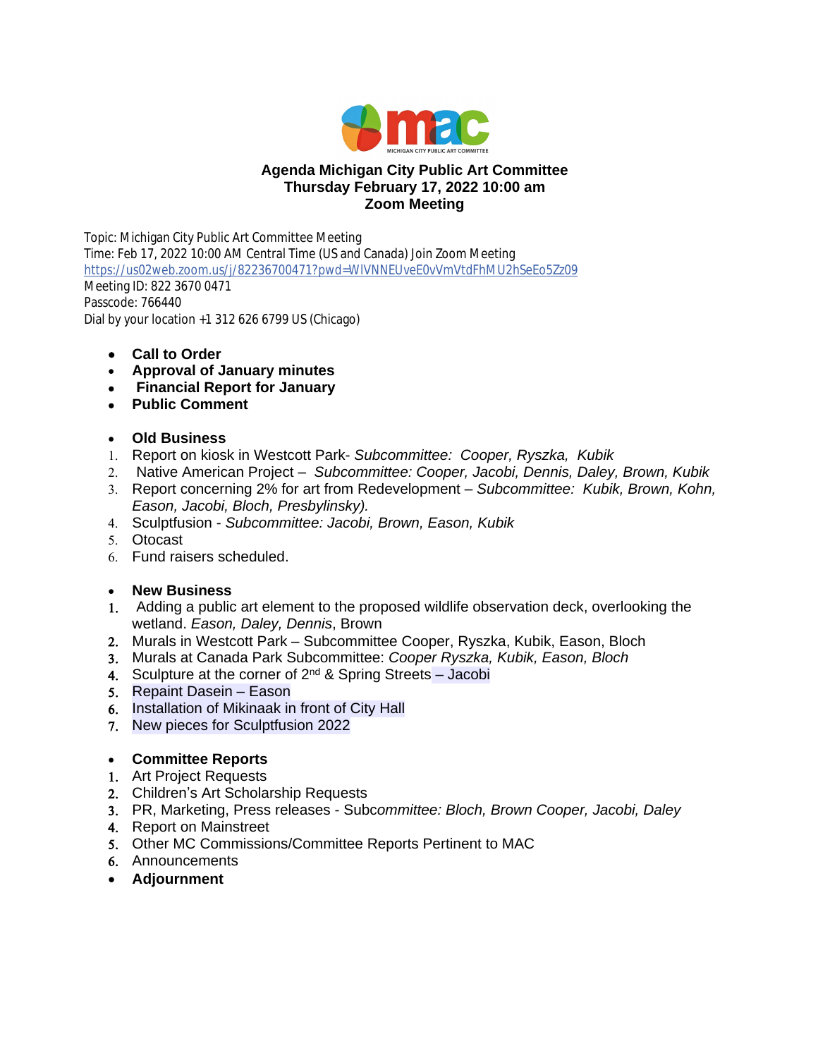# Agenda Michigan City Public Art Committee
## Thursday February 17, 2022 10:00 am
## Zoom Meeting

Topic: Michigan City Public Art Committee Meeting
Time: Feb 17, 2022 10:00 AM Central Time (US and Canada) Join Zoom Meeting
https://us02web.zoom.us/j/82236700471?pwd=WlVNNEUveE0vVmVtdFhMU2hSeEo5Zz09
Meeting ID: 822 3670 0471
Passcode: 766440
Dial by your location +1 312 626 6799 US (Chicago)

- **Call to Order**
- **Approval of January minutes**
- **Financial Report for January**
- **Public Comment**

- **Old Business**

1. Report on kiosk in Westcott Park- *Subcommittee: Cooper, Ryszka, Kubik*
2. Native American Project – *Subcommittee: Cooper, Jacobi, Dennis, Daley, Brown, Kubik*
3. Report concerning 2% for art from Redevelopment – *Subcommittee: Kubik, Brown, Kohn, Eason, Jacobi, Bloch, Presbylinsky).*
4. Sculptfusion - *Subcommittee: Jacobi, Brown, Eason, Kubik*
5. Otocast
6. Fund raisers scheduled.

- **New Business**

1. Adding a public art element to the proposed wildlife observation deck, overlooking the wetland. *Eason, Daley, Dennis*, Brown
2. Murals in Westcott Park – Subcommittee Cooper, Ryszka, Kubik, Eason, Bloch
3. Murals at Canada Park Subcommittee: *Cooper Ryszka, Kubik, Eason, Bloch*
4. Sculpture at the corner of 2nd & Spring Streets – Jacobi
5. Repaint Dasein – Eason
6. Installation of Mikinaak in front of City Hall
7. New pieces for Sculptfusion 2022

- **Committee Reports**

1. Art Project Requests
2. Children's Art Scholarship Requests
3. PR, Marketing, Press releases - Sub*committee: Bloch, Brown Cooper, Jacobi, Daley*
4. Report on Mainstreet
5. Other MC Commissions/Committee Reports Pertinent to MAC
6. Announcements

- **Adjournment**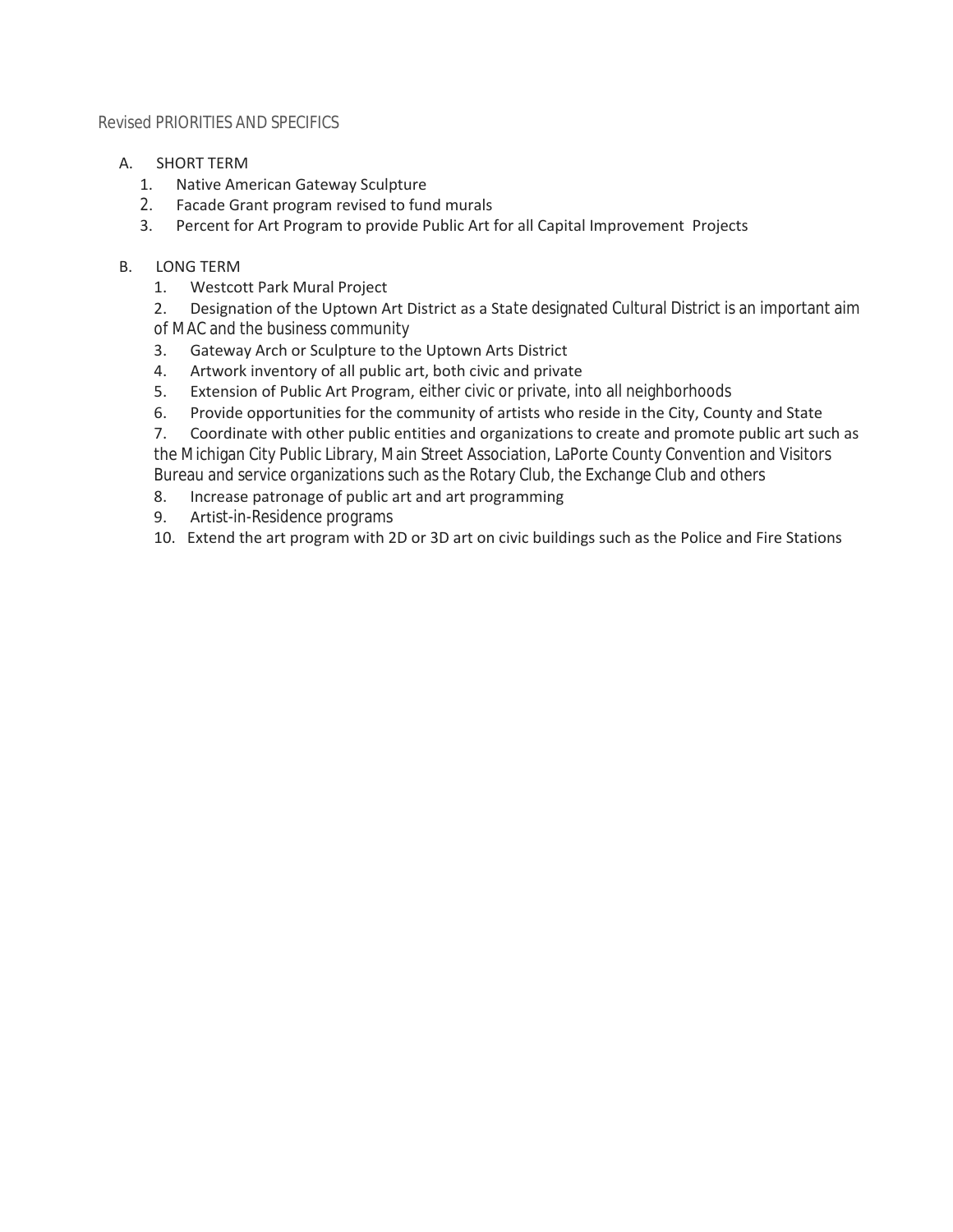Revised PRIORITIES AND SPECIFICS

A. SHORT TERM
   1. Native American Gateway Sculpture
   2. Facade Grant program revised to fund murals
   3. Percent for Art Program to provide Public Art for all Capital Improvement Projects

B. LONG TERM
   1. Westcott Park Mural Project
   2. Designation of the Uptown Art District as a State designated Cultural District is an important aim of MAC and the business community
   3. Gateway Arch or Sculpture to the Uptown Arts District
   4. Artwork inventory of all public art, both civic and private
   5. Extension of Public Art Program, either civic or private, into all neighborhoods
   6. Provide opportunities for the community of artists who reside in the City, County and State
   7. Coordinate with other public entities and organizations to create and promote public art such as the Michigan City Public Library, Main Street Association, LaPorte County Convention and Visitors Bureau and service organizations such as the Rotary Club, the Exchange Club and others
   8. Increase patronage of public art and art programming
   9. Artist-in-Residence programs
   10. Extend the art program with 2D or 3D art on civic buildings such as the Police and Fire Stations